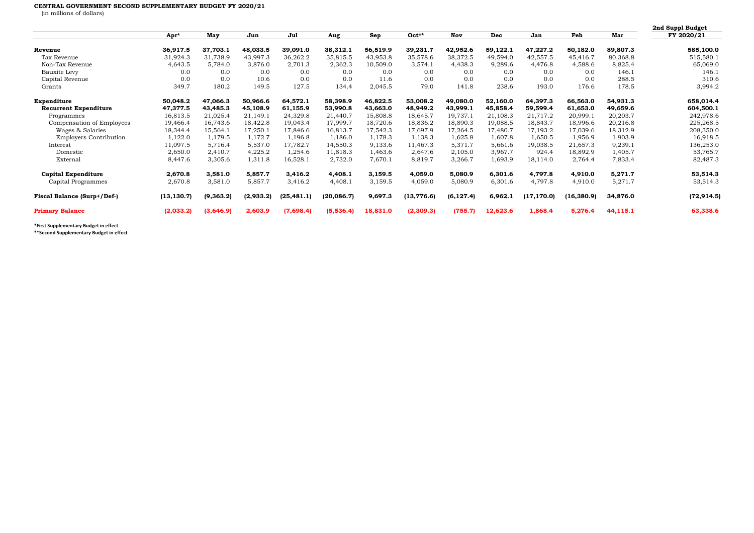**CENTRAL GOVERNMENT SECOND SUPPLEMENTARY BUDGET FY 2020/21**

(in millions of dollars)

| | Apr* | May | Jun | Jul | Aug | Sep | Oct** | Nov | Dec | Jan | Feb | Mar | 2nd Suppl Budget FY 2020/21 |
|---|---|---|---|---|---|---|---|---|---|---|---|---|---|
| **Revenue** | **36,917.5** | **37,703.1** | **48,033.5** | **39,091.0** | **38,312.1** | **56,519.9** | **39,231.7** | **42,952.6** | **59,122.1** | **47,227.2** | **50,182.0** | **89,807.3** | **585,100.0** |
| Tax Revenue | 31,924.3 | 31,738.9 | 43,997.3 | 36,262.2 | 35,815.5 | 43,953.8 | 35,578.6 | 38,372.5 | 49,594.0 | 42,557.5 | 45,416.7 | 80,368.8 | 515,580.1 |
| Non-Tax Revenue | 4,643.5 | 5,784.0 | 3,876.0 | 2,701.3 | 2,362.3 | 10,509.0 | 3,574.1 | 4,438.3 | 9,289.6 | 4,476.8 | 4,588.6 | 8,825.4 | 65,069.0 |
| Bauxite Levy | 0.0 | 0.0 | 0.0 | 0.0 | 0.0 | 0.0 | 0.0 | 0.0 | 0.0 | 0.0 | 0.0 | 146.1 | 146.1 |
| Capital Revenue | 0.0 | 0.0 | 10.6 | 0.0 | 0.0 | 11.6 | 0.0 | 0.0 | 0.0 | 0.0 | 0.0 | 288.5 | 310.6 |
| Grants | 349.7 | 180.2 | 149.5 | 127.5 | 134.4 | 2,045.5 | 79.0 | 141.8 | 238.6 | 193.0 | 176.6 | 178.5 | 3,994.2 |
| **Expenditure** | **50,048.2** | **47,066.3** | **50,966.6** | **64,572.1** | **58,398.9** | **46,822.5** | **53,008.2** | **49,080.0** | **52,160.0** | **64,397.3** | **66,563.0** | **54,931.3** | **658,014.4** |
| **Recurrent Expenditure** | **47,377.5** | **43,485.3** | **45,108.9** | **61,155.9** | **53,990.8** | **43,663.0** | **48,949.2** | **43,999.1** | **45,858.4** | **59,599.4** | **61,653.0** | **49,659.6** | **604,500.1** |
| Programmes | 16,813.5 | 21,025.4 | 21,149.1 | 24,329.8 | 21,440.7 | 15,808.8 | 18,645.7 | 19,737.1 | 21,108.3 | 21,717.2 | 20,999.1 | 20,203.7 | 242,978.6 |
| Compensation of Employees | 19,466.4 | 16,743.6 | 18,422.8 | 19,043.4 | 17,999.7 | 18,720.6 | 18,836.2 | 18,890.3 | 19,088.5 | 18,843.7 | 18,996.6 | 20,216.8 | 225,268.5 |
| Wages & Salaries | 18,344.4 | 15,564.1 | 17,250.1 | 17,846.6 | 16,813.7 | 17,542.3 | 17,697.9 | 17,264.5 | 17,480.7 | 17,193.2 | 17,039.6 | 18,312.9 | 208,350.0 |
| Employers Contribution | 1,122.0 | 1,179.5 | 1,172.7 | 1,196.8 | 1,186.0 | 1,178.3 | 1,138.3 | 1,625.8 | 1,607.8 | 1,650.5 | 1,956.9 | 1,903.9 | 16,918.5 |
| Interest | 11,097.5 | 5,716.4 | 5,537.0 | 17,782.7 | 14,550.3 | 9,133.6 | 11,467.3 | 5,371.7 | 5,661.6 | 19,038.5 | 21,657.3 | 9,239.1 | 136,253.0 |
| Domestic | 2,650.0 | 2,410.7 | 4,225.2 | 1,254.6 | 11,818.3 | 1,463.6 | 2,647.6 | 2,105.0 | 3,967.7 | 924.4 | 18,892.9 | 1,405.7 | 53,765.7 |
| External | 8,447.6 | 3,305.6 | 1,311.8 | 16,528.1 | 2,732.0 | 7,670.1 | 8,819.7 | 3,266.7 | 1,693.9 | 18,114.0 | 2,764.4 | 7,833.4 | 82,487.3 |
| **Capital Expenditure** | **2,670.8** | **3,581.0** | **5,857.7** | **3,416.2** | **4,408.1** | **3,159.5** | **4,059.0** | **5,080.9** | **6,301.6** | **4,797.8** | **4,910.0** | **5,271.7** | **53,514.3** |
| Capital Programmes | 2,670.8 | 3,581.0 | 5,857.7 | 3,416.2 | 4,408.1 | 3,159.5 | 4,059.0 | 5,080.9 | 6,301.6 | 4,797.8 | 4,910.0 | 5,271.7 | 53,514.3 |
| **Fiscal Balance (Surp+/Def-)** | **(13,130.7)** | **(9,363.2)** | **(2,933.2)** | **(25,481.1)** | **(20,086.7)** | **9,697.3** | **(13,776.6)** | **(6,127.4)** | **6,962.1** | **(17,170.0)** | **(16,380.9)** | **34,876.0** | **(72,914.5)** |
| **Primary Balance** | **(2,033.2)** | **(3,646.9)** | **2,603.9** | **(7,698.4)** | **(5,536.4)** | **18,831.0** | **(2,309.3)** | **(755.7)** | **12,623.6** | **1,868.4** | **5,276.4** | **44,115.1** | **63,338.6** |

**\*First Supplementary Budget in effect**

**\*\*Second Supplementary Budget in effect**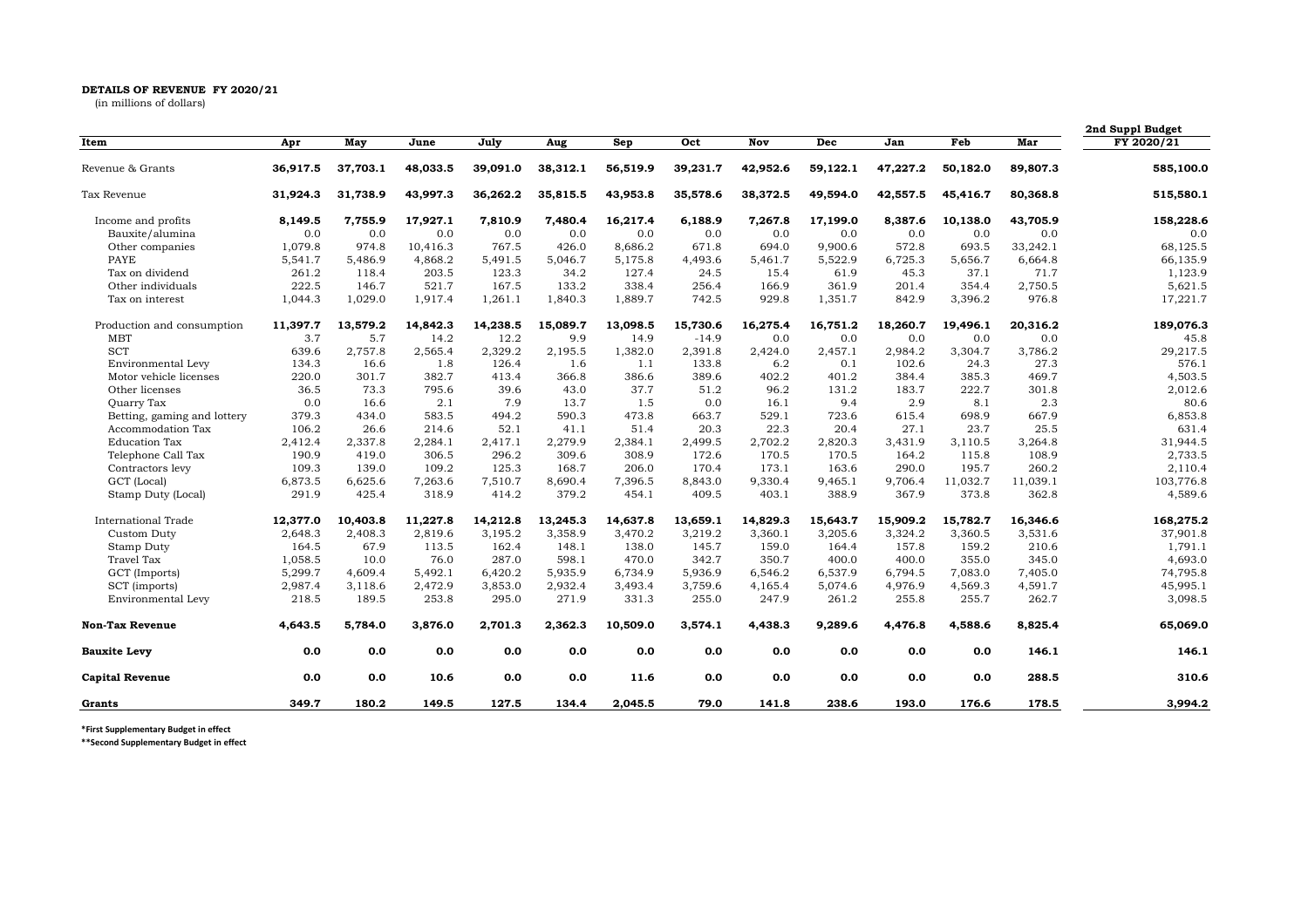**DETAILS OF REVENUE FY 2020/21**

(in millions of dollars)

| Item | Apr | May | June | July | Aug | Sep | Oct | Nov | Dec | Jan | Feb | Mar | 2nd Suppl Budget FY 2020/21 |
|---|---|---|---|---|---|---|---|---|---|---|---|---|---|
| Revenue & Grants | **36,917.5** | **37,703.1** | **48,033.5** | **39,091.0** | **38,312.1** | **56,519.9** | **39,231.7** | **42,952.6** | **59,122.1** | **47,227.2** | **50,182.0** | **89,807.3** | **585,100.0** |
| Tax Revenue | **31,924.3** | **31,738.9** | **43,997.3** | **36,262.2** | **35,815.5** | **43,953.8** | **35,578.6** | **38,372.5** | **49,594.0** | **42,557.5** | **45,416.7** | **80,368.8** | **515,580.1** |
| Income and profits | **8,149.5** | **7,755.9** | **17,927.1** | **7,810.9** | **7,480.4** | **16,217.4** | **6,188.9** | **7,267.8** | **17,199.0** | **8,387.6** | **10,138.0** | **43,705.9** | **158,228.6** |
| Bauxite/alumina | 0.0 | 0.0 | 0.0 | 0.0 | 0.0 | 0.0 | 0.0 | 0.0 | 0.0 | 0.0 | 0.0 | 0.0 | 0.0 |
| Other companies | 1,079.8 | 974.8 | 10,416.3 | 767.5 | 426.0 | 8,686.2 | 671.8 | 694.0 | 9,900.6 | 572.8 | 693.5 | 33,242.1 | 68,125.5 |
| PAYE | 5,541.7 | 5,486.9 | 4,868.2 | 5,491.5 | 5,046.7 | 5,175.8 | 4,493.6 | 5,461.7 | 5,522.9 | 6,725.3 | 5,656.7 | 6,664.8 | 66,135.9 |
| Tax on dividend | 261.2 | 118.4 | 203.5 | 123.3 | 34.2 | 127.4 | 24.5 | 15.4 | 61.9 | 45.3 | 37.1 | 71.7 | 1,123.9 |
| Other individuals | 222.5 | 146.7 | 521.7 | 167.5 | 133.2 | 338.4 | 256.4 | 166.9 | 361.9 | 201.4 | 354.4 | 2,750.5 | 5,621.5 |
| Tax on interest | 1,044.3 | 1,029.0 | 1,917.4 | 1,261.1 | 1,840.3 | 1,889.7 | 742.5 | 929.8 | 1,351.7 | 842.9 | 3,396.2 | 976.8 | 17,221.7 |
| Production and consumption | **11,397.7** | **13,579.2** | **14,842.3** | **14,238.5** | **15,089.7** | **13,098.5** | **15,730.6** | **16,275.4** | **16,751.2** | **18,260.7** | **19,496.1** | **20,316.2** | **189,076.3** |
| MBT | 3.7 | 5.7 | 14.2 | 12.2 | 9.9 | 14.9 | -14.9 | 0.0 | 0.0 | 0.0 | 0.0 | 0.0 | 45.8 |
| SCT | 639.6 | 2,757.8 | 2,565.4 | 2,329.2 | 2,195.5 | 1,382.0 | 2,391.8 | 2,424.0 | 2,457.1 | 2,984.2 | 3,304.7 | 3,786.2 | 29,217.5 |
| Environmental Levy | 134.3 | 16.6 | 1.8 | 126.4 | 1.6 | 1.1 | 133.8 | 6.2 | 0.1 | 102.6 | 24.3 | 27.3 | 576.1 |
| Motor vehicle licenses | 220.0 | 301.7 | 382.7 | 413.4 | 366.8 | 386.6 | 389.6 | 402.2 | 401.2 | 384.4 | 385.3 | 469.7 | 4,503.5 |
| Other licenses | 36.5 | 73.3 | 795.6 | 39.6 | 43.0 | 37.7 | 51.2 | 96.2 | 131.2 | 183.7 | 222.7 | 301.8 | 2,012.6 |
| Quarry Tax | 0.0 | 16.6 | 2.1 | 7.9 | 13.7 | 1.5 | 0.0 | 16.1 | 9.4 | 2.9 | 8.1 | 2.3 | 80.6 |
| Betting, gaming and lottery | 379.3 | 434.0 | 583.5 | 494.2 | 590.3 | 473.8 | 663.7 | 529.1 | 723.6 | 615.4 | 698.9 | 667.9 | 6,853.8 |
| Accommodation Tax | 106.2 | 26.6 | 214.6 | 52.1 | 41.1 | 51.4 | 20.3 | 22.3 | 20.4 | 27.1 | 23.7 | 25.5 | 631.4 |
| Education Tax | 2,412.4 | 2,337.8 | 2,284.1 | 2,417.1 | 2,279.9 | 2,384.1 | 2,499.5 | 2,702.2 | 2,820.3 | 3,431.9 | 3,110.5 | 3,264.8 | 31,944.5 |
| Telephone Call Tax | 190.9 | 419.0 | 306.5 | 296.2 | 309.6 | 308.9 | 172.6 | 170.5 | 170.5 | 164.2 | 115.8 | 108.9 | 2,733.5 |
| Contractors levy | 109.3 | 139.0 | 109.2 | 125.3 | 168.7 | 206.0 | 170.4 | 173.1 | 163.6 | 290.0 | 195.7 | 260.2 | 2,110.4 |
| GCT (Local) | 6,873.5 | 6,625.6 | 7,263.6 | 7,510.7 | 8,690.4 | 7,396.5 | 8,843.0 | 9,330.4 | 9,465.1 | 9,706.4 | 11,032.7 | 11,039.1 | 103,776.8 |
| Stamp Duty (Local) | 291.9 | 425.4 | 318.9 | 414.2 | 379.2 | 454.1 | 409.5 | 403.1 | 388.9 | 367.9 | 373.8 | 362.8 | 4,589.6 |
| International Trade | **12,377.0** | **10,403.8** | **11,227.8** | **14,212.8** | **13,245.3** | **14,637.8** | **13,659.1** | **14,829.3** | **15,643.7** | **15,909.2** | **15,782.7** | **16,346.6** | **168,275.2** |
| Custom Duty | 2,648.3 | 2,408.3 | 2,819.6 | 3,195.2 | 3,358.9 | 3,470.2 | 3,219.2 | 3,360.1 | 3,205.6 | 3,324.2 | 3,360.5 | 3,531.6 | 37,901.8 |
| Stamp Duty | 164.5 | 67.9 | 113.5 | 162.4 | 148.1 | 138.0 | 145.7 | 159.0 | 164.4 | 157.8 | 159.2 | 210.6 | 1,791.1 |
| Travel Tax | 1,058.5 | 10.0 | 76.0 | 287.0 | 598.1 | 470.0 | 342.7 | 350.7 | 400.0 | 400.0 | 355.0 | 345.0 | 4,693.0 |
| GCT (Imports) | 5,299.7 | 4,609.4 | 5,492.1 | 6,420.2 | 5,935.9 | 6,734.9 | 5,936.9 | 6,546.2 | 6,537.9 | 6,794.5 | 7,083.0 | 7,405.0 | 74,795.8 |
| SCT (imports) | 2,987.4 | 3,118.6 | 2,472.9 | 3,853.0 | 2,932.4 | 3,493.4 | 3,759.6 | 4,165.4 | 5,074.6 | 4,976.9 | 4,569.3 | 4,591.7 | 45,995.1 |
| Environmental Levy | 218.5 | 189.5 | 253.8 | 295.0 | 271.9 | 331.3 | 255.0 | 247.9 | 261.2 | 255.8 | 255.7 | 262.7 | 3,098.5 |
| **Non-Tax Revenue** | **4,643.5** | **5,784.0** | **3,876.0** | **2,701.3** | **2,362.3** | **10,509.0** | **3,574.1** | **4,438.3** | **9,289.6** | **4,476.8** | **4,588.6** | **8,825.4** | **65,069.0** |
| **Bauxite Levy** | **0.0** | **0.0** | **0.0** | **0.0** | **0.0** | **0.0** | **0.0** | **0.0** | **0.0** | **0.0** | **0.0** | **146.1** | **146.1** |
| **Capital Revenue** | **0.0** | **0.0** | **10.6** | **0.0** | **0.0** | **11.6** | **0.0** | **0.0** | **0.0** | **0.0** | **0.0** | **288.5** | **310.6** |
| **Grants** | **349.7** | **180.2** | **149.5** | **127.5** | **134.4** | **2,045.5** | **79.0** | **141.8** | **238.6** | **193.0** | **176.6** | **178.5** | **3,994.2** |

**\*First Supplementary Budget in effect**

**\*\*Second Supplementary Budget in effect**